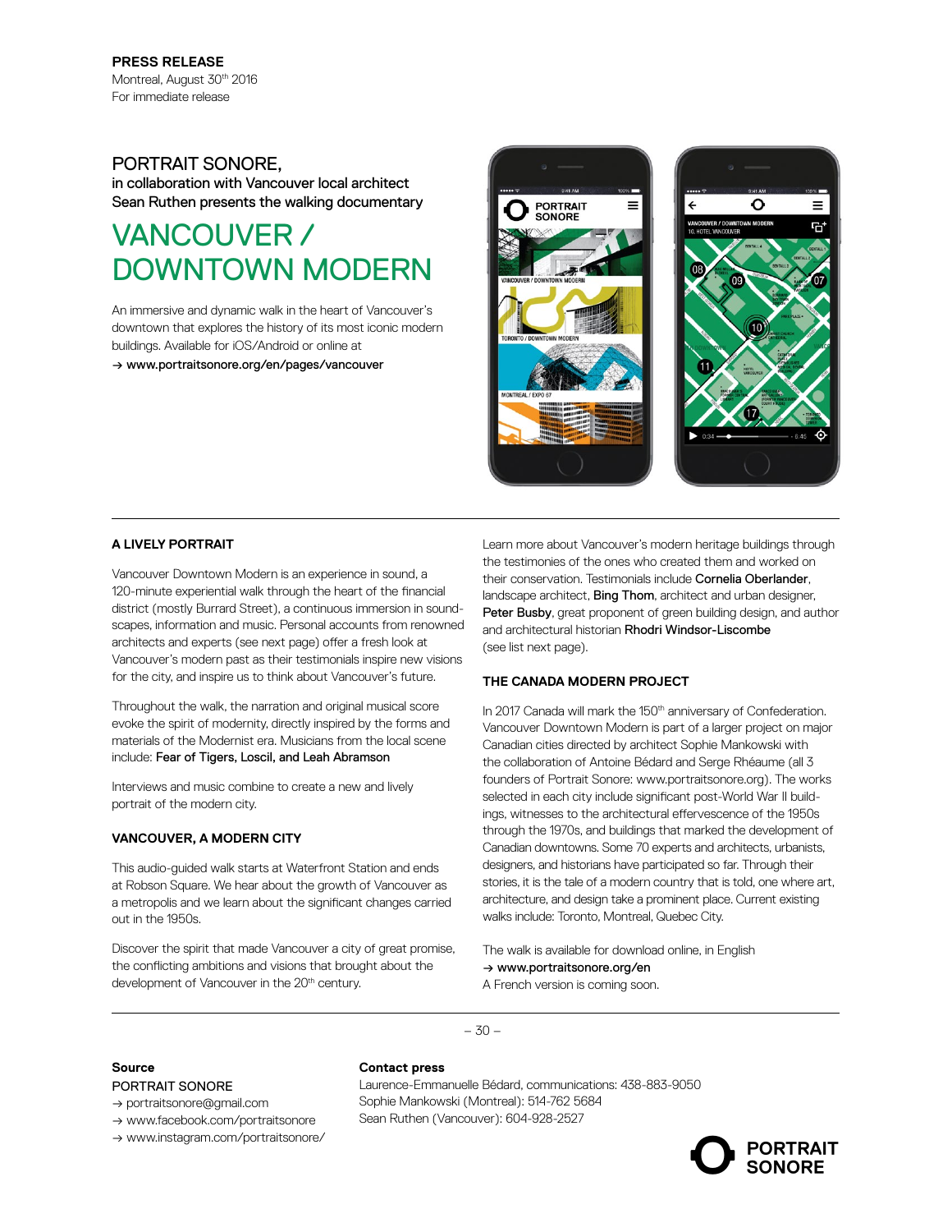**PRESS RELEASE**
Montreal, August 30th 2016
For immediate release

## PORTRAIT SONORE,

in collaboration with Vancouver local architect
Sean Ruthen presents the walking documentary

# VANCOUVER / DOWNTOWN MODERN

An immersive and dynamic walk in the heart of Vancouver's downtown that explores the history of its most iconic modern buildings. Available for iOS/Android or online at
→ www.portraitsonore.org/en/pages/vancouver

### A LIVELY PORTRAIT

Vancouver Downtown Modern is an experience in sound, a 120-minute experiential walk through the heart of the financial district (mostly Burrard Street), a continuous immersion in soundscapes, information and music. Personal accounts from renowned architects and experts (see next page) offer a fresh look at Vancouver's modern past as their testimonials inspire new visions for the city, and inspire us to think about Vancouver's future.

Throughout the walk, the narration and original musical score evoke the spirit of modernity, directly inspired by the forms and materials of the Modernist era. Musicians from the local scene include: Fear of Tigers, Loscil, and Leah Abramson

Interviews and music combine to create a new and lively portrait of the modern city.

### VANCOUVER, A MODERN CITY

This audio-guided walk starts at Waterfront Station and ends at Robson Square. We hear about the growth of Vancouver as a metropolis and we learn about the significant changes carried out in the 1950s.

Discover the spirit that made Vancouver a city of great promise, the conflicting ambitions and visions that brought about the development of Vancouver in the 20th century.

Learn more about Vancouver's modern heritage buildings through the testimonies of the ones who created them and worked on their conservation. Testimonials include Cornelia Oberlander, landscape architect, Bing Thom, architect and urban designer, Peter Busby, great proponent of green building design, and author and architectural historian Rhodri Windsor-Liscombe (see list next page).

### THE CANADA MODERN PROJECT

In 2017 Canada will mark the 150th anniversary of Confederation. Vancouver Downtown Modern is part of a larger project on major Canadian cities directed by architect Sophie Mankowski with the collaboration of Antoine Bédard and Serge Rhéaume (all 3 founders of Portrait Sonore: www.portraitsonore.org). The works selected in each city include significant post-World War II buildings, witnesses to the architectural effervescence of the 1950s through the 1970s, and buildings that marked the development of Canadian downtowns. Some 70 experts and architects, urbanists, designers, and historians have participated so far. Through their stories, it is the tale of a modern country that is told, one where art, architecture, and design take a prominent place. Current existing walks include: Toronto, Montreal, Quebec City.

The walk is available for download online, in English
→ www.portraitsonore.org/en
A French version is coming soon.

**Source**
PORTRAIT SONORE
→ portraitsonore@gmail.com
→ www.facebook.com/portraitsonore
→ www.instagram.com/portraitsonore/

**Contact press**
Laurence-Emmanuelle Bédard, communications: 438-883-9050
Sophie Mankowski (Montreal): 514-762 5684
Sean Ruthen (Vancouver): 604-928-2527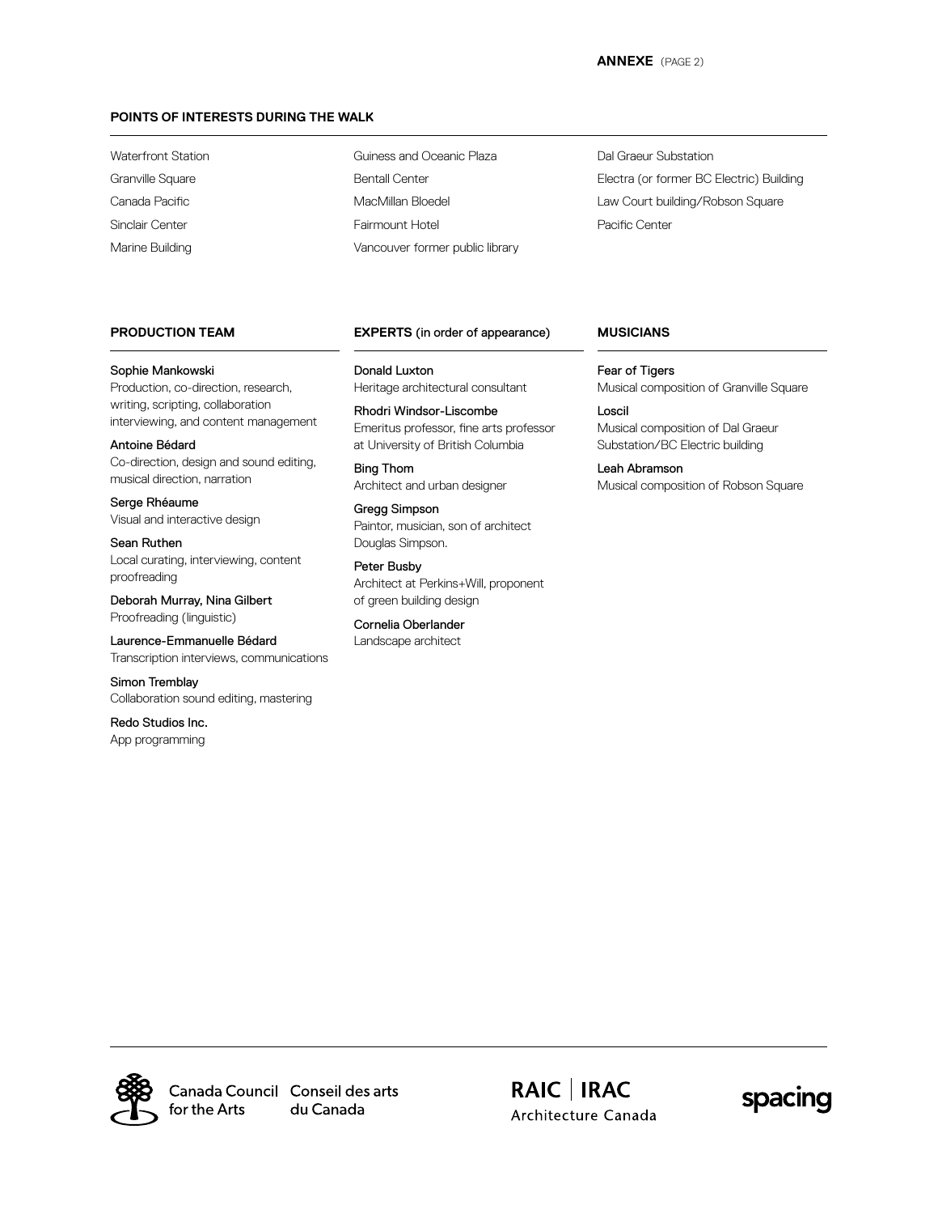## POINTS OF INTERESTS DURING THE WALK

Waterfront Station
Granville Square
Canada Pacific
Sinclair Center
Marine Building
Guiness and Oceanic Plaza
Bentall Center
MacMillan Bloedel
Fairmount Hotel
Vancouver former public library
Dal Graeur Substation
Electra (or former BC Electric) Building
Law Court building/Robson Square
Pacific Center

## PRODUCTION TEAM

Sophie Mankowski
Production, co-direction, research, writing, scripting, collaboration interviewing, and content management

Antoine Bédard
Co-direction, design and sound editing, musical direction, narration

Serge Rhéaume
Visual and interactive design

Sean Ruthen
Local curating, interviewing, content proofreading

Deborah Murray, Nina Gilbert
Proofreading (linguistic)

Laurence-Emmanuelle Bédard
Transcription interviews, communications

Simon Tremblay
Collaboration sound editing, mastering

Redo Studios Inc.
App programming

## EXPERTS (in order of appearance)

Donald Luxton
Heritage architectural consultant

Rhodri Windsor-Liscombe
Emeritus professor, fine arts professor at University of British Columbia

Bing Thom
Architect and urban designer

Gregg Simpson
Paintor, musician, son of architect Douglas Simpson.

Peter Busby
Architect at Perkins+Will, proponent of green building design

Cornelia Oberlander
Landscape architect

## MUSICIANS

Fear of Tigers
Musical composition of Granville Square

Loscil
Musical composition of Dal Graeur Substation/BC Electric building

Leah Abramson
Musical composition of Robson Square

Canada Council for the Arts | Conseil des arts du Canada

RAIC | IRAC Architecture Canada

spacing